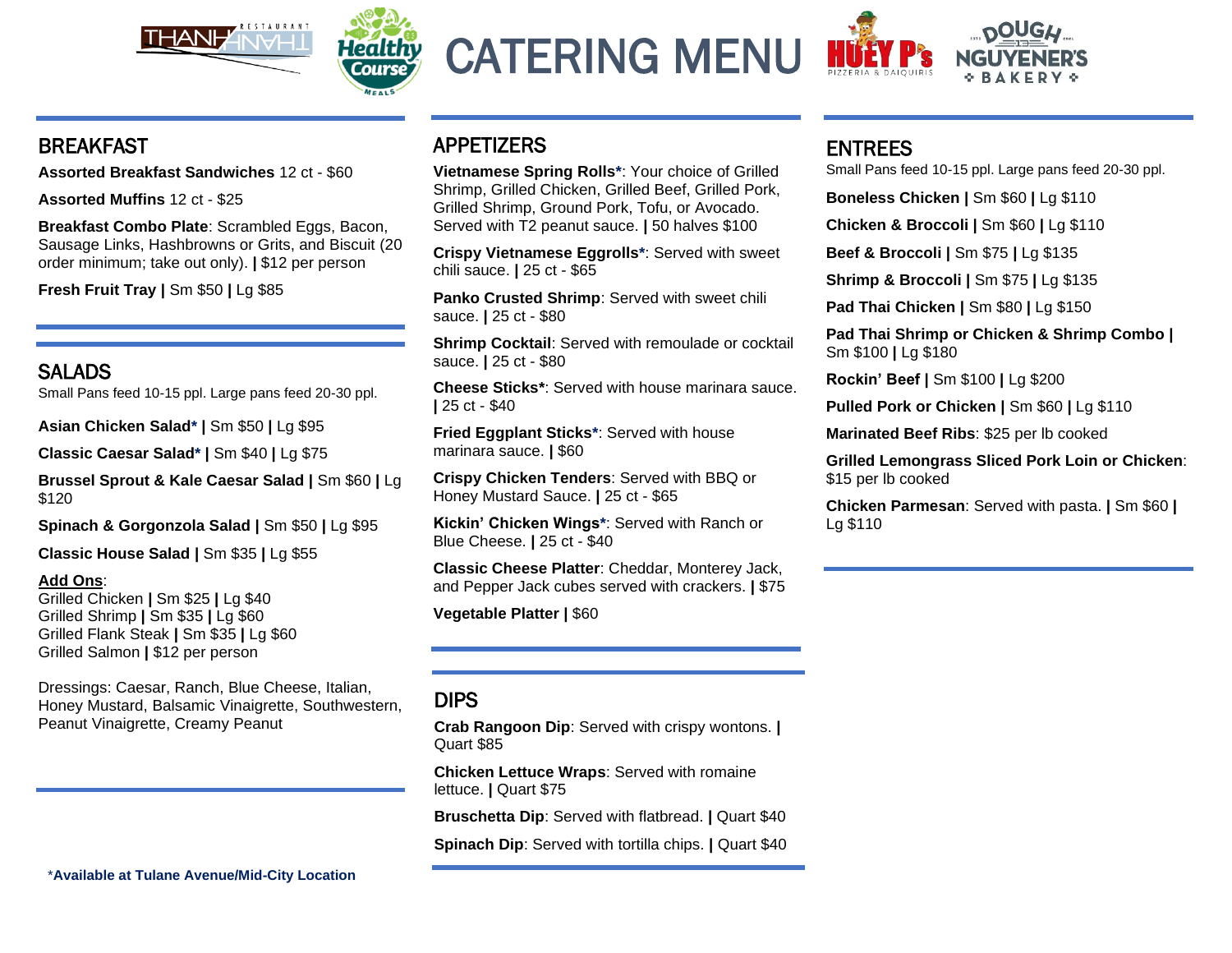# CATERING MENU

## BREAKFAST

**Assorted Breakfast Sandwiches** 12 ct - $60

**Assorted Muffins** 12 ct - $25

**Breakfast Combo Plate**: Scrambled Eggs, Bacon, Sausage Links, Hashbrowns or Grits, and Biscuit (20 order minimum; take out only). **|** $12 per person

**Fresh Fruit Tray |** Sm $50 **|** Lg $85

## SALADS

Small Pans feed 10-15 ppl. Large pans feed 20-30 ppl.

**Asian Chicken Salad* |** Sm $50 **|** Lg $95

**Classic Caesar Salad* |** Sm $40 **|** Lg $75

**Brussel Sprout & Kale Caesar Salad |** Sm $60 **|** Lg $120

**Spinach & Gorgonzola Salad |** Sm $50 **|** Lg $95

**Classic House Salad |** Sm $35 **|** Lg $55

**<u>Add Ons</u>**:
Grilled Chicken **|** Sm $25 **|** Lg $40
Grilled Shrimp **|** Sm $35 **|** Lg $60
Grilled Flank Steak **|** Sm $35 **|** Lg $60
Grilled Salmon **|** $12 per person

Dressings: Caesar, Ranch, Blue Cheese, Italian, Honey Mustard, Balsamic Vinaigrette, Southwestern, Peanut Vinaigrette, Creamy Peanut

## APPETIZERS

**Vietnamese Spring Rolls***: Your choice of Grilled Shrimp, Grilled Chicken, Grilled Beef, Grilled Pork, Grilled Shrimp, Ground Pork, Tofu, or Avocado. Served with T2 peanut sauce. **|** 50 halves $100

**Crispy Vietnamese Eggrolls***: Served with sweet chili sauce. **|** 25 ct - $65

**Panko Crusted Shrimp**: Served with sweet chili sauce. **|** 25 ct - $80

**Shrimp Cocktail**: Served with remoulade or cocktail sauce. **|** 25 ct - $80

**Cheese Sticks***: Served with house marinara sauce. **|** 25 ct - $40

**Fried Eggplant Sticks***: Served with house marinara sauce. **|** $60

**Crispy Chicken Tenders**: Served with BBQ or Honey Mustard Sauce. **|** 25 ct - $65

**Kickin' Chicken Wings***: Served with Ranch or Blue Cheese. **|** 25 ct - $40

**Classic Cheese Platter**: Cheddar, Monterey Jack, and Pepper Jack cubes served with crackers. **|** $75

**Vegetable Platter |** $60

## DIPS

**Crab Rangoon Dip**: Served with crispy wontons. **|** Quart $85

**Chicken Lettuce Wraps**: Served with romaine lettuce. **|** Quart $75

**Bruschetta Dip**: Served with flatbread. **|** Quart $40

**Spinach Dip**: Served with tortilla chips. **|** Quart $40

## ENTREES

Small Pans feed 10-15 ppl. Large pans feed 20-30 ppl.

**Boneless Chicken |** Sm $60 **|** Lg $110

**Chicken & Broccoli |** Sm $60 **|** Lg $110

**Beef & Broccoli |** Sm $75 **|** Lg $135

**Shrimp & Broccoli |** Sm $75 **|** Lg $135

**Pad Thai Chicken |** Sm $80 **|** Lg $150

**Pad Thai Shrimp or Chicken & Shrimp Combo |** Sm $100 **|** Lg $180

**Rockin' Beef |** Sm $100 **|** Lg $200

**Pulled Pork or Chicken |** Sm $60 **|** Lg $110

**Marinated Beef Ribs**: $25 per lb cooked

**Grilled Lemongrass Sliced Pork Loin or Chicken**: $15 per lb cooked

**Chicken Parmesan**: Served with pasta. **|** Sm $60 **|** Lg $110

*Available at Tulane Avenue/Mid-City Location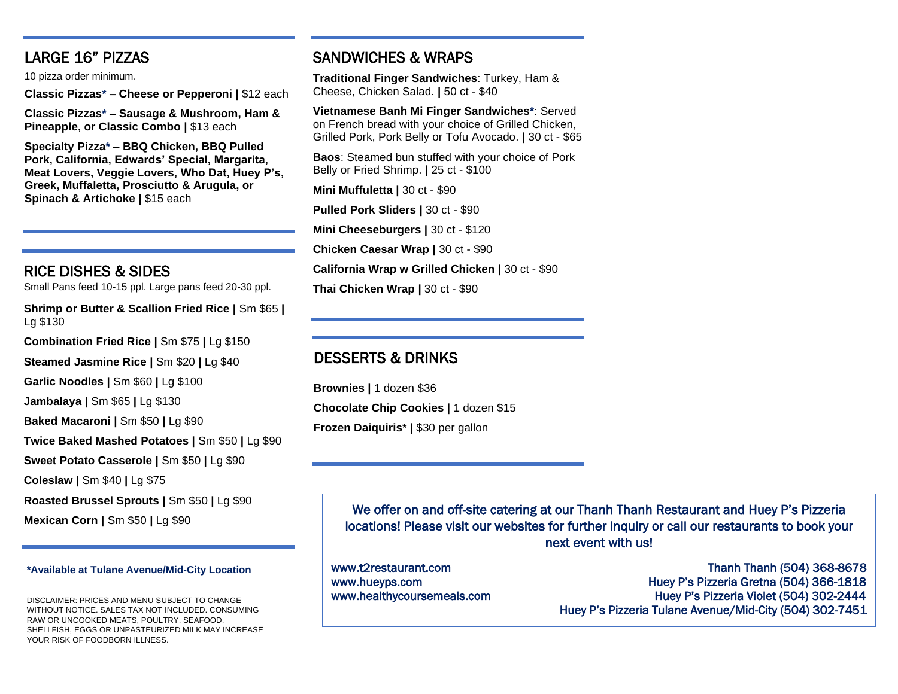## LARGE 16" PIZZAS

10 pizza order minimum.

**Classic Pizzas* – Cheese or Pepperoni |** $12 each

**Classic Pizzas* – Sausage & Mushroom, Ham & Pineapple, or Classic Combo |** $13 each

**Specialty Pizza* – BBQ Chicken, BBQ Pulled Pork, California, Edwards' Special, Margarita, Meat Lovers, Veggie Lovers, Who Dat, Huey P's, Greek, Muffaletta, Prosciutto & Arugula, or Spinach & Artichoke |** $15 each

## RICE DISHES & SIDES

Small Pans feed 10-15 ppl. Large pans feed 20-30 ppl.

**Shrimp or Butter & Scallion Fried Rice |** Sm $65 **|** Lg $130

**Combination Fried Rice |** Sm $75 **|** Lg $150

**Steamed Jasmine Rice |** Sm $20 **|** Lg $40

**Garlic Noodles |** Sm $60 **|** Lg $100

**Jambalaya |** Sm $65 **|** Lg $130

**Baked Macaroni |** Sm $50 **|** Lg $90

**Twice Baked Mashed Potatoes |** Sm $50 **|** Lg $90

**Sweet Potato Casserole |** Sm $50 **|** Lg $90

**Coleslaw |** Sm $40 **|** Lg $75

**Roasted Brussel Sprouts |** Sm $50 **|** Lg $90

**Mexican Corn |** Sm $50 **|** Lg $90

***Available at Tulane Avenue/Mid-City Location**

DISCLAIMER: PRICES AND MENU SUBJECT TO CHANGE WITHOUT NOTICE. SALES TAX NOT INCLUDED. CONSUMING RAW OR UNCOOKED MEATS, POULTRY, SEAFOOD, SHELLFISH, EGGS OR UNPASTEURIZED MILK MAY INCREASE YOUR RISK OF FOODBORN ILLNESS.

## SANDWICHES & WRAPS

**Traditional Finger Sandwiches**: Turkey, Ham & Cheese, Chicken Salad. **|** 50 ct - $40

**Vietnamese Banh Mi Finger Sandwiches***: Served on French bread with your choice of Grilled Chicken, Grilled Pork, Pork Belly or Tofu Avocado. **|** 30 ct - $65

**Baos**: Steamed bun stuffed with your choice of Pork Belly or Fried Shrimp. **|** 25 ct - $100

**Mini Muffuletta |** 30 ct - $90

**Pulled Pork Sliders |** 30 ct - $90

**Mini Cheeseburgers |** 30 ct - $120

**Chicken Caesar Wrap |** 30 ct - $90

**California Wrap w Grilled Chicken |** 30 ct - $90

**Thai Chicken Wrap |** 30 ct - $90

## DESSERTS & DRINKS

**Brownies |** 1 dozen $36

**Chocolate Chip Cookies |** 1 dozen $15

**Frozen Daiquiris* |** $30 per gallon

We offer on and off-site catering at our Thanh Thanh Restaurant and Huey P's Pizzeria locations! Please visit our websites for further inquiry or call our restaurants to book your next event with us!

www.t2restaurant.com
www.hueyps.com
www.healthycoursemeals.com

Thanh Thanh (504) 368-8678
Huey P's Pizzeria Gretna (504) 366-1818
Huey P's Pizzeria Violet (504) 302-2444
Huey P's Pizzeria Tulane Avenue/Mid-City (504) 302-7451